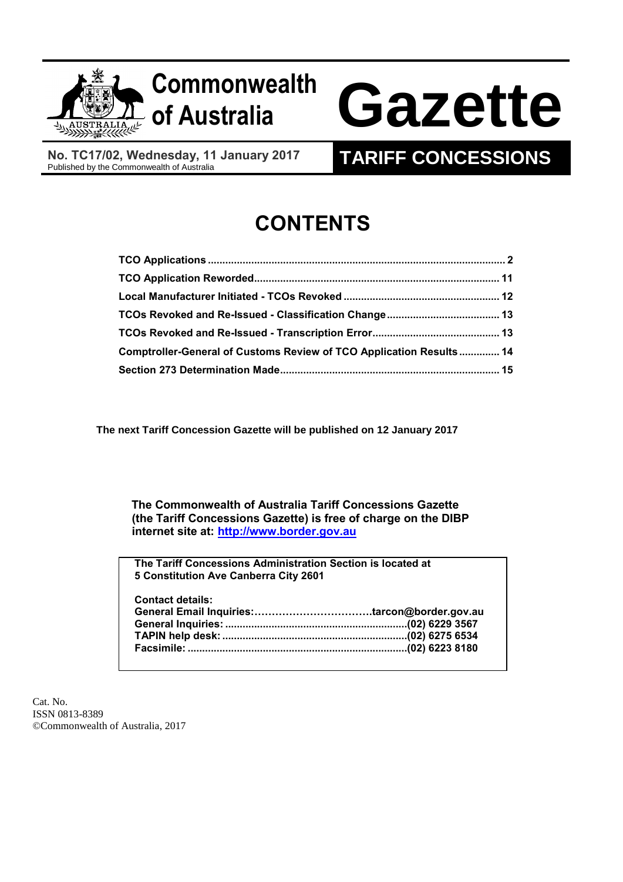# Commonwealth of Australia Gazette

**No. TC17/02, Wednesday, 11 January 2017**
Published by the Commonwealth of Australia

**TARIFF CONCESSIONS**

# CONTENTS

| | |
|---|---|
| **TCO Applications** | **2** |
| **TCO Application Reworded** | **11** |
| **Local Manufacturer Initiated - TCOs Revoked** | **12** |
| **TCOs Revoked and Re-Issued - Classification Change** | **13** |
| **TCOs Revoked and Re-Issued - Transcription Error** | **13** |
| **Comptroller-General of Customs Review of TCO Application Results** | **14** |
| **Section 273 Determination Made** | **15** |

**The next Tariff Concession Gazette will be published on 12 January 2017**

**The Commonwealth of Australia Tariff Concessions Gazette (the Tariff Concessions Gazette) is free of charge on the DIBP internet site at: http://www.border.gov.au**

**The Tariff Concessions Administration Section is located at 5 Constitution Ave Canberra City 2601**

**Contact details:**

| | |
|---|---|
| **General Email Inquiries:** | **tarcon@border.gov.au** |
| **General Inquiries:** | **(02) 6229 3567** |
| **TAPIN help desk:** | **(02) 6275 6534** |
| **Facsimile:** | **(02) 6223 8180** |

Cat. No.
ISSN 0813-8389
©Commonwealth of Australia, 2017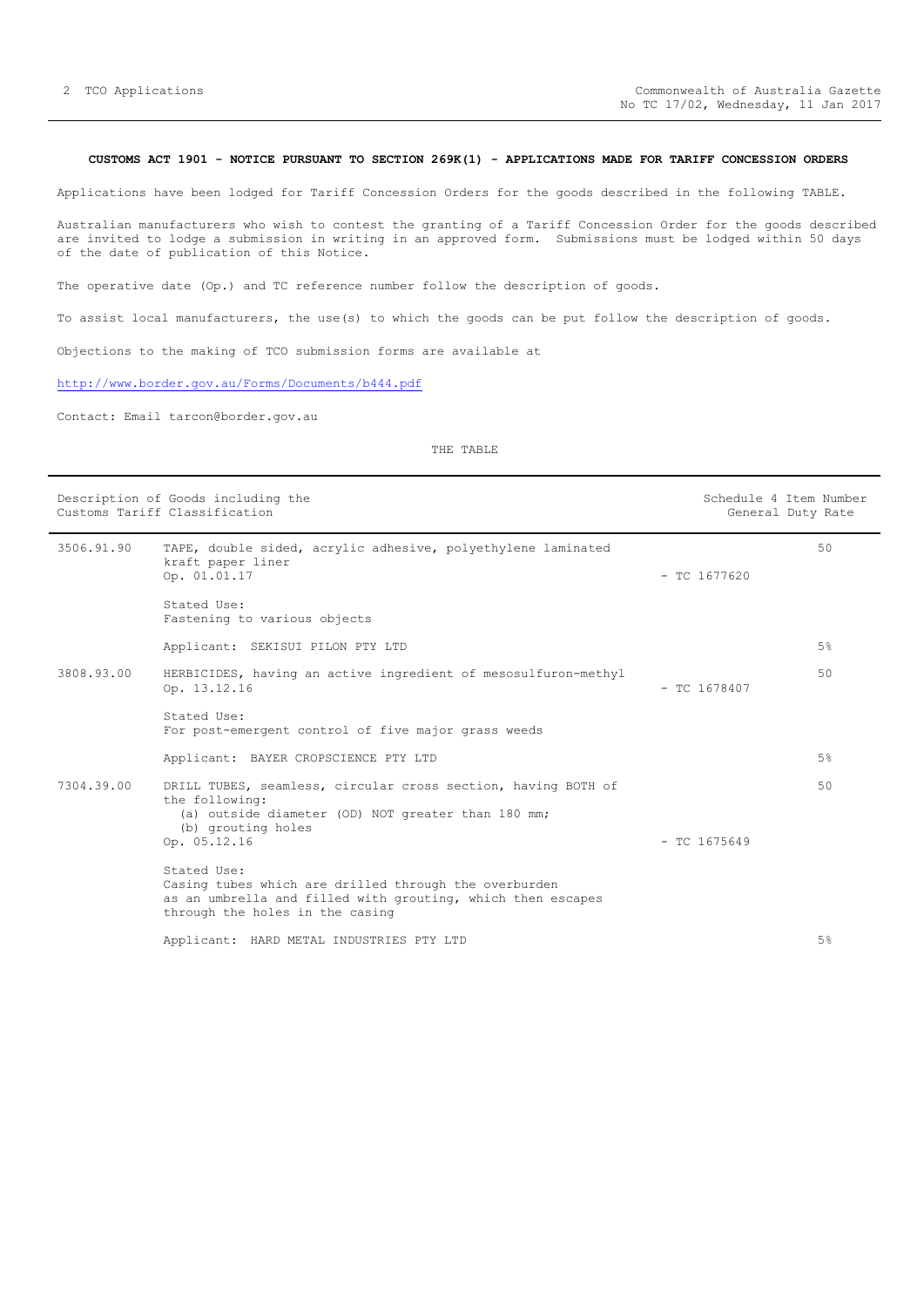**CUSTOMS ACT 1901 - NOTICE PURSUANT TO SECTION 269K(1) - APPLICATIONS MADE FOR TARIFF CONCESSION ORDERS**

Applications have been lodged for Tariff Concession Orders for the goods described in the following TABLE.

Australian manufacturers who wish to contest the granting of a Tariff Concession Order for the goods described are invited to lodge a submission in writing in an approved form. Submissions must be lodged within 50 days of the date of publication of this Notice.

The operative date (Op.) and TC reference number follow the description of goods.

To assist local manufacturers, the use(s) to which the goods can be put follow the description of goods.

Objections to the making of TCO submission forms are available at

http://www.border.gov.au/Forms/Documents/b444.pdf

Contact: Email tarcon@border.gov.au

THE TABLE

| Description of Goods including the Customs Tariff Classification | | | Schedule 4 Item Number / General Duty Rate |
|---|---|---|---|
| 3506.91.90 | TAPE, double sided, acrylic adhesive, polyethylene laminated kraft paper liner<br>Op. 01.01.17<br><br>Stated Use:<br>Fastening to various objects<br><br>Applicant: SEKISUI PILON PTY LTD | - TC 1677620 | 50<br><br>5% |
| 3808.93.00 | HERBICIDES, having an active ingredient of mesosulfuron-methyl<br>Op. 13.12.16<br><br>Stated Use:<br>For post-emergent control of five major grass weeds<br><br>Applicant: BAYER CROPSCIENCE PTY LTD | - TC 1678407 | 50<br><br>5% |
| 7304.39.00 | DRILL TUBES, seamless, circular cross section, having BOTH of the following:<br>(a) outside diameter (OD) NOT greater than 180 mm;<br>(b) grouting holes<br>Op. 05.12.16<br><br>Stated Use:<br>Casing tubes which are drilled through the overburden as an umbrella and filled with grouting, which then escapes through the holes in the casing<br><br>Applicant: HARD METAL INDUSTRIES PTY LTD | - TC 1675649 | 50<br><br>5% |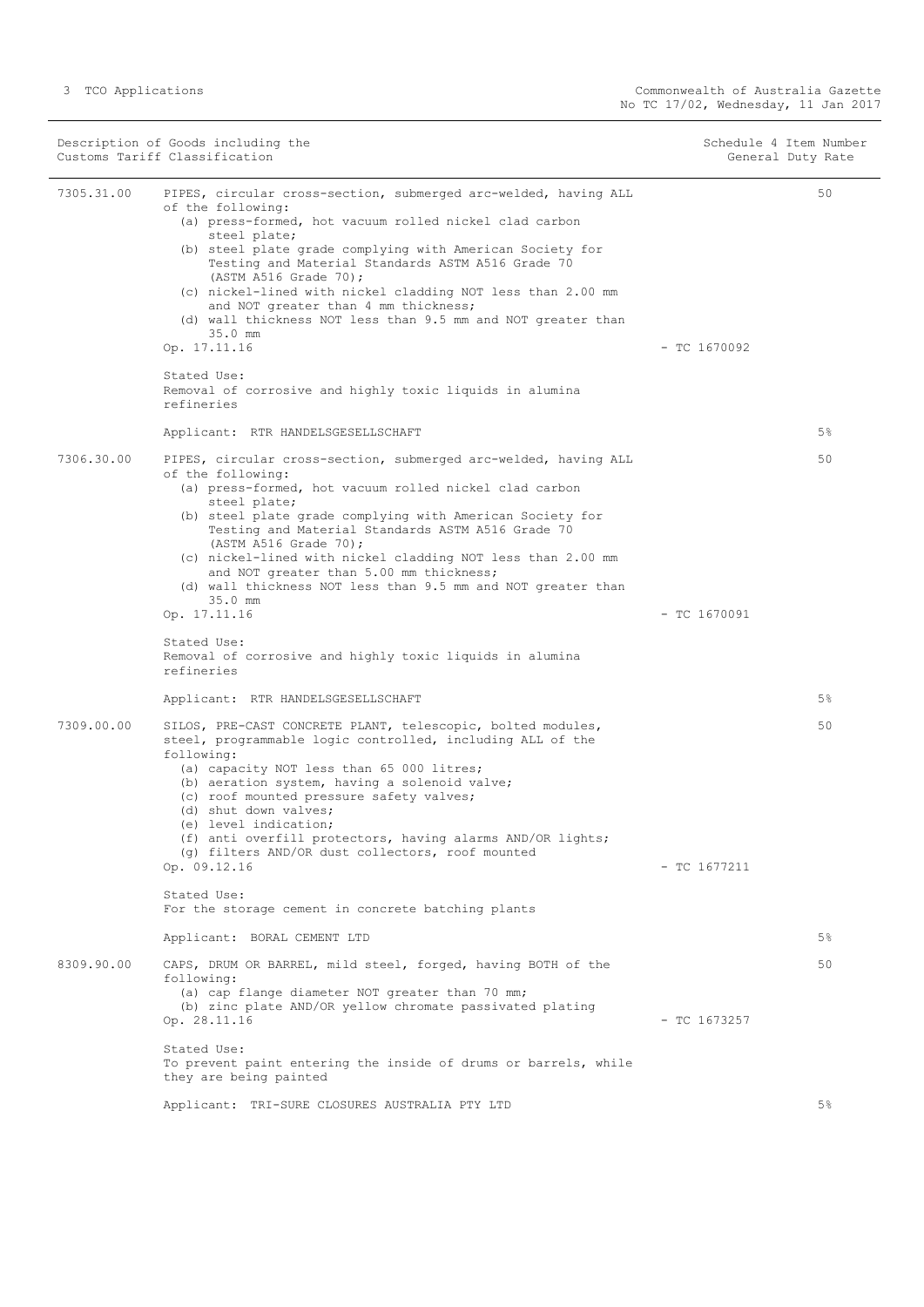| Description of Goods including the Customs Tariff Classification | | Schedule 4 Item Number | General Duty Rate |
|---|---|---|---|
| 7305.31.00 | PIPES, circular cross-section, submerged arc-welded, having ALL of the following:<br>(a) press-formed, hot vacuum rolled nickel clad carbon steel plate;<br>(b) steel plate grade complying with American Society for Testing and Material Standards ASTM A516 Grade 70 (ASTM A516 Grade 70);<br>(c) nickel-lined with nickel cladding NOT less than 2.00 mm and NOT greater than 4 mm thickness;<br>(d) wall thickness NOT less than 9.5 mm and NOT greater than 35.0 mm<br>Op. 17.11.16<br><br>Stated Use:<br>Removal of corrosive and highly toxic liquids in alumina refineries<br><br>Applicant: RTR HANDELSGESELLSCHAFT | - TC 1670092 | 50<br><br>5% |
| 7306.30.00 | PIPES, circular cross-section, submerged arc-welded, having ALL of the following:<br>(a) press-formed, hot vacuum rolled nickel clad carbon steel plate;<br>(b) steel plate grade complying with American Society for Testing and Material Standards ASTM A516 Grade 70 (ASTM A516 Grade 70);<br>(c) nickel-lined with nickel cladding NOT less than 2.00 mm and NOT greater than 5.00 mm thickness;<br>(d) wall thickness NOT less than 9.5 mm and NOT greater than 35.0 mm<br>Op. 17.11.16<br><br>Stated Use:<br>Removal of corrosive and highly toxic liquids in alumina refineries<br><br>Applicant: RTR HANDELSGESELLSCHAFT | - TC 1670091 | 50<br><br>5% |
| 7309.00.00 | SILOS, PRE-CAST CONCRETE PLANT, telescopic, bolted modules, steel, programmable logic controlled, including ALL of the following:<br>(a) capacity NOT less than 65 000 litres;<br>(b) aeration system, having a solenoid valve;<br>(c) roof mounted pressure safety valves;<br>(d) shut down valves;<br>(e) level indication;<br>(f) anti overfill protectors, having alarms AND/OR lights;<br>(g) filters AND/OR dust collectors, roof mounted<br>Op. 09.12.16<br><br>Stated Use:<br>For the storage cement in concrete batching plants<br><br>Applicant: BORAL CEMENT LTD | - TC 1677211 | 50<br><br>5% |
| 8309.90.00 | CAPS, DRUM OR BARREL, mild steel, forged, having BOTH of the following:<br>(a) cap flange diameter NOT greater than 70 mm;<br>(b) zinc plate AND/OR yellow chromate passivated plating<br>Op. 28.11.16<br><br>Stated Use:<br>To prevent paint entering the inside of drums or barrels, while they are being painted<br><br>Applicant: TRI-SURE CLOSURES AUSTRALIA PTY LTD | - TC 1673257 | 50<br><br>5% |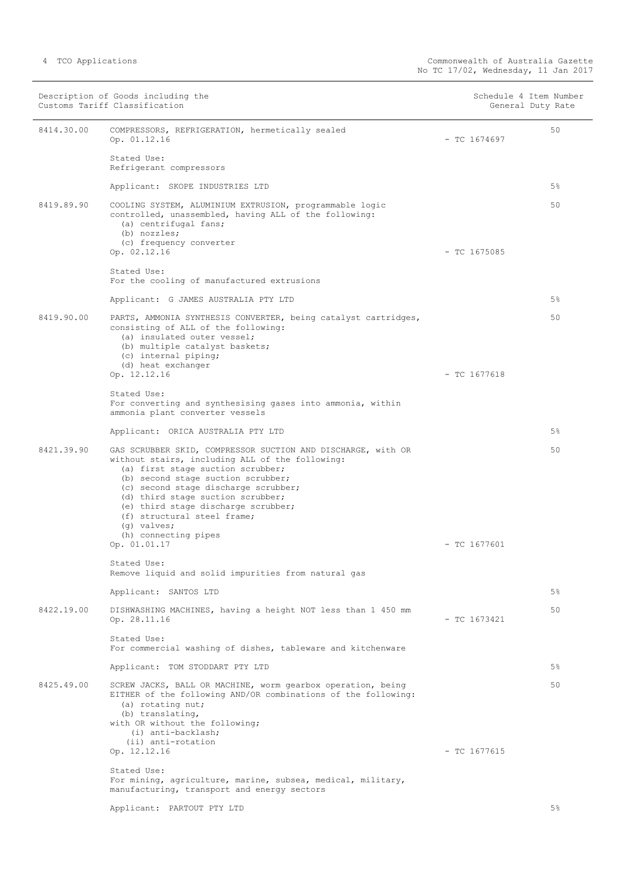| Description of Goods including the Customs Tariff Classification | | Schedule 4 Item Number | General Duty Rate |
|---|---|---|---|
| 8414.30.00 | COMPRESSORS, REFRIGERATION, hermetically sealed<br>Op. 01.12.16<br><br>Stated Use:<br>Refrigerant compressors<br><br>Applicant: SKOPE INDUSTRIES LTD | - TC 1674697 | 50<br><br>5% |
| 8419.89.90 | COOLING SYSTEM, ALUMINIUM EXTRUSION, programmable logic controlled, unassembled, having ALL of the following:<br>(a) centrifugal fans;<br>(b) nozzles;<br>(c) frequency converter<br>Op. 02.12.16<br><br>Stated Use:<br>For the cooling of manufactured extrusions<br><br>Applicant: G JAMES AUSTRALIA PTY LTD | - TC 1675085 | 50<br><br>5% |
| 8419.90.00 | PARTS, AMMONIA SYNTHESIS CONVERTER, being catalyst cartridges, consisting of ALL of the following:<br>(a) insulated outer vessel;<br>(b) multiple catalyst baskets;<br>(c) internal piping;<br>(d) heat exchanger<br>Op. 12.12.16<br><br>Stated Use:<br>For converting and synthesising gases into ammonia, within ammonia plant converter vessels<br><br>Applicant: ORICA AUSTRALIA PTY LTD | - TC 1677618 | 50<br><br>5% |
| 8421.39.90 | GAS SCRUBBER SKID, COMPRESSOR SUCTION AND DISCHARGE, with OR without stairs, including ALL of the following:<br>(a) first stage suction scrubber;<br>(b) second stage suction scrubber;<br>(c) second stage discharge scrubber;<br>(d) third stage suction scrubber;<br>(e) third stage discharge scrubber;<br>(f) structural steel frame;<br>(g) valves;<br>(h) connecting pipes<br>Op. 01.01.17<br><br>Stated Use:<br>Remove liquid and solid impurities from natural gas<br><br>Applicant: SANTOS LTD | - TC 1677601 | 50<br><br>5% |
| 8422.19.00 | DISHWASHING MACHINES, having a height NOT less than 1 450 mm<br>Op. 28.11.16<br><br>Stated Use:<br>For commercial washing of dishes, tableware and kitchenware<br><br>Applicant: TOM STODDART PTY LTD | - TC 1673421 | 50<br><br>5% |
| 8425.49.00 | SCREW JACKS, BALL OR MACHINE, worm gearbox operation, being EITHER of the following AND/OR combinations of the following:<br>(a) rotating nut;<br>(b) translating,<br>with OR without the following;<br>(i) anti-backlash;<br>(ii) anti-rotation<br>Op. 12.12.16<br><br>Stated Use:<br>For mining, agriculture, marine, subsea, medical, military, manufacturing, transport and energy sectors<br><br>Applicant: PARTOUT PTY LTD | - TC 1677615 | 50<br><br>5% |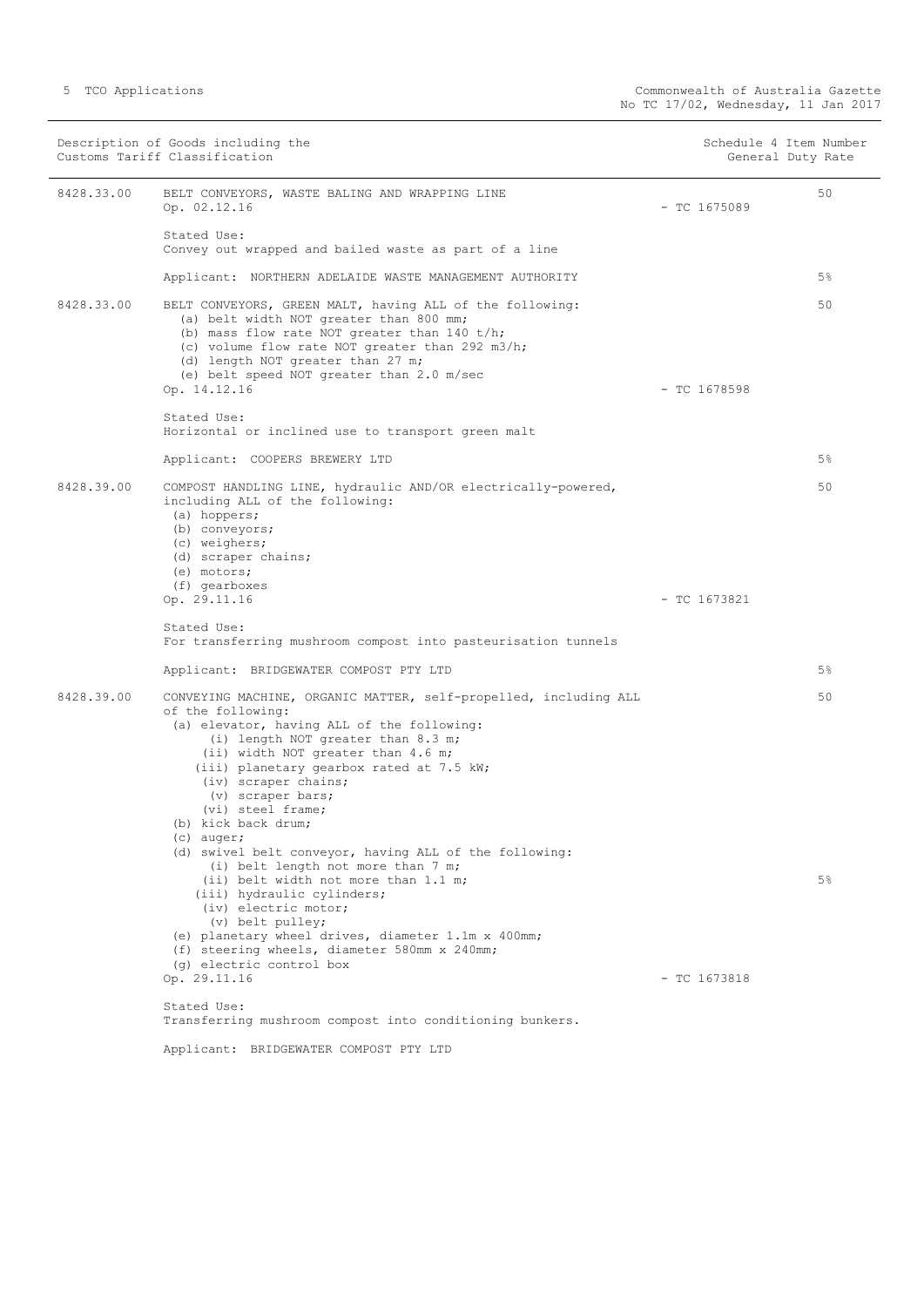| Customs Tariff Classification | Description of Goods including the Customs Tariff Classification | Schedule 4 Item Number | General Duty Rate |
|---|---|---|---|
| 8428.33.00 | BELT CONVEYORS, WASTE BALING AND WRAPPING LINE<br>Op. 02.12.16<br><br>Stated Use:<br>Convey out wrapped and bailed waste as part of a line<br><br>Applicant: NORTHERN ADELAIDE WASTE MANAGEMENT AUTHORITY | - TC 1675089 | 50<br><br>5% |
| 8428.33.00 | BELT CONVEYORS, GREEN MALT, having ALL of the following:<br>(a) belt width NOT greater than 800 mm;<br>(b) mass flow rate NOT greater than 140 t/h;<br>(c) volume flow rate NOT greater than 292 m3/h;<br>(d) length NOT greater than 27 m;<br>(e) belt speed NOT greater than 2.0 m/sec<br>Op. 14.12.16<br><br>Stated Use:<br>Horizontal or inclined use to transport green malt<br><br>Applicant: COOPERS BREWERY LTD | - TC 1678598 | 50<br><br>5% |
| 8428.39.00 | COMPOST HANDLING LINE, hydraulic AND/OR electrically-powered, including ALL of the following:<br>(a) hoppers;<br>(b) conveyors;<br>(c) weighers;<br>(d) scraper chains;<br>(e) motors;<br>(f) gearboxes<br>Op. 29.11.16<br><br>Stated Use:<br>For transferring mushroom compost into pasteurisation tunnels<br><br>Applicant: BRIDGEWATER COMPOST PTY LTD | - TC 1673821 | 50<br><br>5% |
| 8428.39.00 | CONVEYING MACHINE, ORGANIC MATTER, self-propelled, including ALL of the following:<br>(a) elevator, having ALL of the following:<br>(i) length NOT greater than 8.3 m;<br>(ii) width NOT greater than 4.6 m;<br>(iii) planetary gearbox rated at 7.5 kW;<br>(iv) scraper chains;<br>(v) scraper bars;<br>(vi) steel frame;<br>(b) kick back drum;<br>(c) auger;<br>(d) swivel belt conveyor, having ALL of the following:<br>(i) belt length not more than 7 m;<br>(ii) belt width not more than 1.1 m;<br>(iii) hydraulic cylinders;<br>(iv) electric motor;<br>(v) belt pulley;<br>(e) planetary wheel drives, diameter 1.1m x 400mm;<br>(f) steering wheels, diameter 580mm x 240mm;<br>(g) electric control box<br>Op. 29.11.16<br><br>Stated Use:<br>Transferring mushroom compost into conditioning bunkers.<br><br>Applicant: BRIDGEWATER COMPOST PTY LTD | - TC 1673818 | 50<br><br>5% |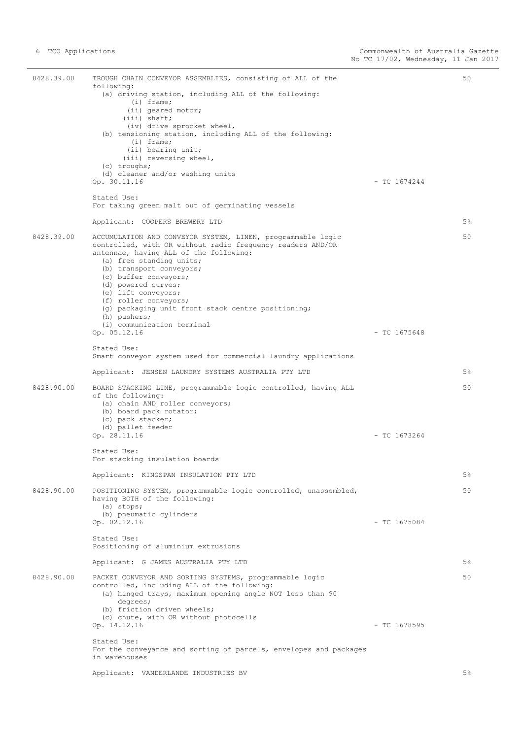| | | | |
|---|---|---|---|
| 8428.39.00 | TROUGH CHAIN CONVEYOR ASSEMBLIES, consisting of ALL of the following:<br>(a) driving station, including ALL of the following:<br>(i) frame;<br>(ii) geared motor;<br>(iii) shaft;<br>(iv) drive sprocket wheel,<br>(b) tensioning station, including ALL of the following:<br>(i) frame;<br>(ii) bearing unit;<br>(iii) reversing wheel,<br>(c) troughs;<br>(d) cleaner and/or washing units<br>Op. 30.11.16 | - TC 1674244 | 50 |
| | Stated Use:<br>For taking green malt out of germinating vessels | | |
| | Applicant: COOPERS BREWERY LTD | | 5% |
| 8428.39.00 | ACCUMULATION AND CONVEYOR SYSTEM, LINEN, programmable logic controlled, with OR without radio frequency readers AND/OR antennae, having ALL of the following:<br>(a) free standing units;<br>(b) transport conveyors;<br>(c) buffer conveyors;<br>(d) powered curves;<br>(e) lift conveyors;<br>(f) roller conveyors;<br>(g) packaging unit front stack centre positioning;<br>(h) pushers;<br>(i) communication terminal<br>Op. 05.12.16 | - TC 1675648 | 50 |
| | Stated Use:<br>Smart conveyor system used for commercial laundry applications | | |
| | Applicant: JENSEN LAUNDRY SYSTEMS AUSTRALIA PTY LTD | | 5% |
| 8428.90.00 | BOARD STACKING LINE, programmable logic controlled, having ALL of the following:<br>(a) chain AND roller conveyors;<br>(b) board pack rotator;<br>(c) pack stacker;<br>(d) pallet feeder<br>Op. 28.11.16 | - TC 1673264 | 50 |
| | Stated Use:<br>For stacking insulation boards | | |
| | Applicant: KINGSPAN INSULATION PTY LTD | | 5% |
| 8428.90.00 | POSITIONING SYSTEM, programmable logic controlled, unassembled, having BOTH of the following:<br>(a) stops;<br>(b) pneumatic cylinders<br>Op. 02.12.16 | - TC 1675084 | 50 |
| | Stated Use:<br>Positioning of aluminium extrusions | | |
| | Applicant: G JAMES AUSTRALIA PTY LTD | | 5% |
| 8428.90.00 | PACKET CONVEYOR AND SORTING SYSTEMS, programmable logic controlled, including ALL of the following:<br>(a) hinged trays, maximum opening angle NOT less than 90 degrees;<br>(b) friction driven wheels;<br>(c) chute, with OR without photocells<br>Op. 14.12.16 | - TC 1678595 | 50 |
| | Stated Use:<br>For the conveyance and sorting of parcels, envelopes and packages in warehouses | | |
| | Applicant: VANDERLANDE INDUSTRIES BV | | 5% |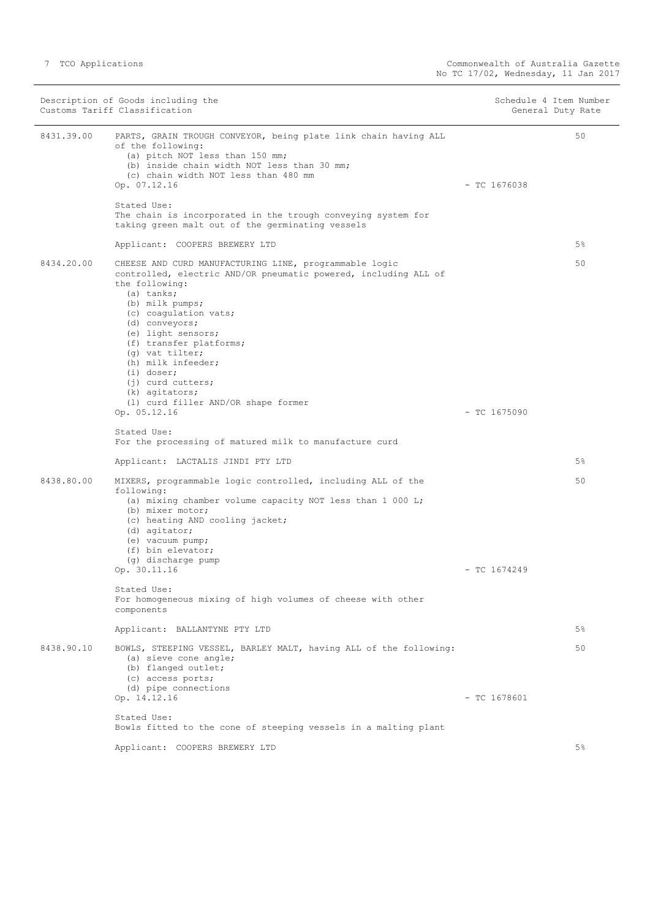| Description of Goods including the Customs Tariff Classification | | Schedule 4 Item Number | General Duty Rate |
|---|---|---|---|
| 8431.39.00 | PARTS, GRAIN TROUGH CONVEYOR, being plate link chain having ALL of the following:<br>(a) pitch NOT less than 150 mm;<br>(b) inside chain width NOT less than 30 mm;<br>(c) chain width NOT less than 480 mm<br>Op. 07.12.16<br><br>Stated Use:<br>The chain is incorporated in the trough conveying system for taking green malt out of the germinating vessels<br><br>Applicant: COOPERS BREWERY LTD | - TC 1676038 | 50<br><br>5% |
| 8434.20.00 | CHEESE AND CURD MANUFACTURING LINE, programmable logic controlled, electric AND/OR pneumatic powered, including ALL of the following:<br>(a) tanks;<br>(b) milk pumps;<br>(c) coagulation vats;<br>(d) conveyors;<br>(e) light sensors;<br>(f) transfer platforms;<br>(g) vat tilter;<br>(h) milk infeeder;<br>(i) doser;<br>(j) curd cutters;<br>(k) agitators;<br>(l) curd filler AND/OR shape former<br>Op. 05.12.16<br><br>Stated Use:<br>For the processing of matured milk to manufacture curd<br><br>Applicant: LACTALIS JINDI PTY LTD | - TC 1675090 | 50<br><br>5% |
| 8438.80.00 | MIXERS, programmable logic controlled, including ALL of the following:<br>(a) mixing chamber volume capacity NOT less than 1 000 L;<br>(b) mixer motor;<br>(c) heating AND cooling jacket;<br>(d) agitator;<br>(e) vacuum pump;<br>(f) bin elevator;<br>(g) discharge pump<br>Op. 30.11.16<br><br>Stated Use:<br>For homogeneous mixing of high volumes of cheese with other components<br><br>Applicant: BALLANTYNE PTY LTD | - TC 1674249 | 50<br><br>5% |
| 8438.90.10 | BOWLS, STEEPING VESSEL, BARLEY MALT, having ALL of the following:<br>(a) sieve cone angle;<br>(b) flanged outlet;<br>(c) access ports;<br>(d) pipe connections<br>Op. 14.12.16<br><br>Stated Use:<br>Bowls fitted to the cone of steeping vessels in a malting plant<br><br>Applicant: COOPERS BREWERY LTD | - TC 1678601 | 50<br><br>5% |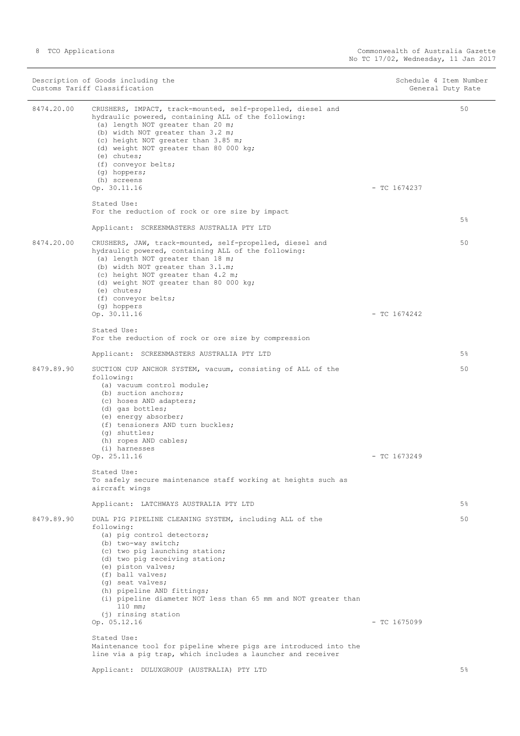| Description of Goods including the Customs Tariff Classification | | Schedule 4 Item Number | General Duty Rate |
|---|---|---|---|
| 8474.20.00 | CRUSHERS, IMPACT, track-mounted, self-propelled, diesel and hydraulic powered, containing ALL of the following:<br>(a) length NOT greater than 20 m;<br>(b) width NOT greater than 3.2 m;<br>(c) height NOT greater than 3.85 m;<br>(d) weight NOT greater than 80 000 kg;<br>(e) chutes;<br>(f) conveyor belts;<br>(g) hoppers;<br>(h) screens<br>Op. 30.11.16 - TC 1674237<br><br>Stated Use:<br>For the reduction of rock or ore size by impact<br><br>Applicant: SCREENMASTERS AUSTRALIA PTY LTD | 50 | 5% |
| 8474.20.00 | CRUSHERS, JAW, track-mounted, self-propelled, diesel and hydraulic powered, containing ALL of the following:<br>(a) length NOT greater than 18 m;<br>(b) width NOT greater than 3.1.m;<br>(c) height NOT greater than 4.2 m;<br>(d) weight NOT greater than 80 000 kg;<br>(e) chutes;<br>(f) conveyor belts;<br>(g) hoppers<br>Op. 30.11.16 - TC 1674242<br><br>Stated Use:<br>For the reduction of rock or ore size by compression<br><br>Applicant: SCREENMASTERS AUSTRALIA PTY LTD | 50 | 5% |
| 8479.89.90 | SUCTION CUP ANCHOR SYSTEM, vacuum, consisting of ALL of the following:<br>(a) vacuum control module;<br>(b) suction anchors;<br>(c) hoses AND adapters;<br>(d) gas bottles;<br>(e) energy absorber;<br>(f) tensioners AND turn buckles;<br>(g) shuttles;<br>(h) ropes AND cables;<br>(i) harnesses<br>Op. 25.11.16 - TC 1673249<br><br>Stated Use:<br>To safely secure maintenance staff working at heights such as aircraft wings<br><br>Applicant: LATCHWAYS AUSTRALIA PTY LTD | 50 | 5% |
| 8479.89.90 | DUAL PIG PIPELINE CLEANING SYSTEM, including ALL of the following:<br>(a) pig control detectors;<br>(b) two-way switch;<br>(c) two pig launching station;<br>(d) two pig receiving station;<br>(e) piston valves;<br>(f) ball valves;<br>(g) seat valves;<br>(h) pipeline AND fittings;<br>(i) pipeline diameter NOT less than 65 mm and NOT greater than 110 mm;<br>(j) rinsing station<br>Op. 05.12.16 - TC 1675099<br><br>Stated Use:<br>Maintenance tool for pipeline where pigs are introduced into the line via a pig trap, which includes a launcher and receiver<br><br>Applicant: DULUXGROUP (AUSTRALIA) PTY LTD | 50 | 5% |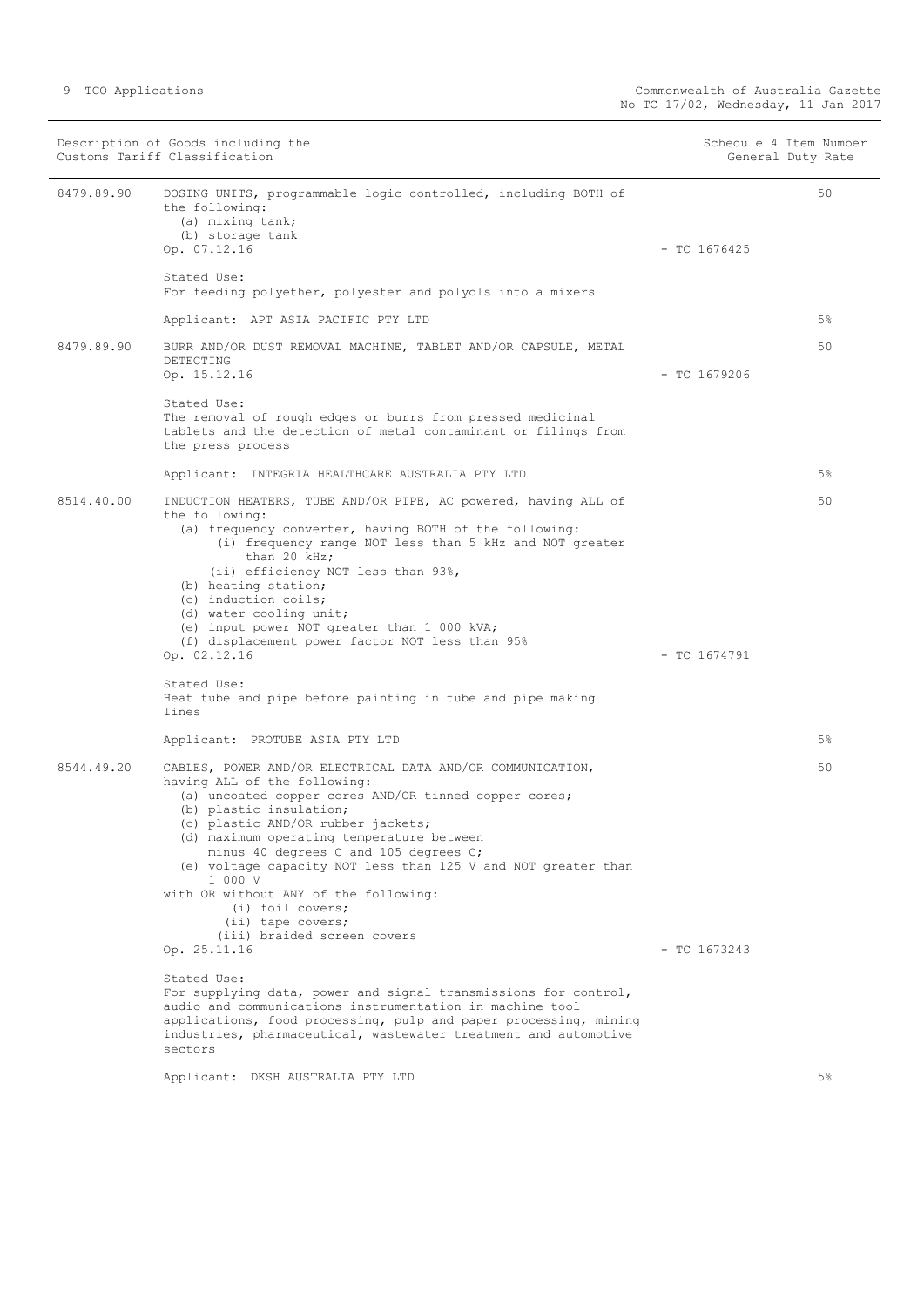| Description of Goods including the Customs Tariff Classification | | Schedule 4 Item Number | General Duty Rate |
|---|---|---|---|
| 8479.89.90 | DOSING UNITS, programmable logic controlled, including BOTH of the following:<br>(a) mixing tank;<br>(b) storage tank<br>Op. 07.12.16<br><br>Stated Use:<br>For feeding polyether, polyester and polyols into a mixers<br><br>Applicant: APT ASIA PACIFIC PTY LTD | - TC 1676425 | 50<br><br>5% |
| 8479.89.90 | BURR AND/OR DUST REMOVAL MACHINE, TABLET AND/OR CAPSULE, METAL DETECTING<br>Op. 15.12.16<br><br>Stated Use:<br>The removal of rough edges or burrs from pressed medicinal tablets and the detection of metal contaminant or filings from the press process<br><br>Applicant: INTEGRIA HEALTHCARE AUSTRALIA PTY LTD | - TC 1679206 | 50<br><br>5% |
| 8514.40.00 | INDUCTION HEATERS, TUBE AND/OR PIPE, AC powered, having ALL of the following:<br>(a) frequency converter, having BOTH of the following:<br>(i) frequency range NOT less than 5 kHz and NOT greater than 20 kHz;<br>(ii) efficiency NOT less than 93%,<br>(b) heating station;<br>(c) induction coils;<br>(d) water cooling unit;<br>(e) input power NOT greater than 1 000 kVA;<br>(f) displacement power factor NOT less than 95%<br>Op. 02.12.16<br><br>Stated Use:<br>Heat tube and pipe before painting in tube and pipe making lines<br><br>Applicant: PROTUBE ASIA PTY LTD | - TC 1674791 | 50<br><br>5% |
| 8544.49.20 | CABLES, POWER AND/OR ELECTRICAL DATA AND/OR COMMUNICATION, having ALL of the following:<br>(a) uncoated copper cores AND/OR tinned copper cores;<br>(b) plastic insulation;<br>(c) plastic AND/OR rubber jackets;<br>(d) maximum operating temperature between minus 40 degrees C and 105 degrees C;<br>(e) voltage capacity NOT less than 125 V and NOT greater than 1 000 V<br>with OR without ANY of the following:<br>(i) foil covers;<br>(ii) tape covers;<br>(iii) braided screen covers<br>Op. 25.11.16<br><br>Stated Use:<br>For supplying data, power and signal transmissions for control, audio and communications instrumentation in machine tool applications, food processing, pulp and paper processing, mining industries, pharmaceutical, wastewater treatment and automotive sectors<br><br>Applicant: DKSH AUSTRALIA PTY LTD | - TC 1673243 | 50<br><br>5% |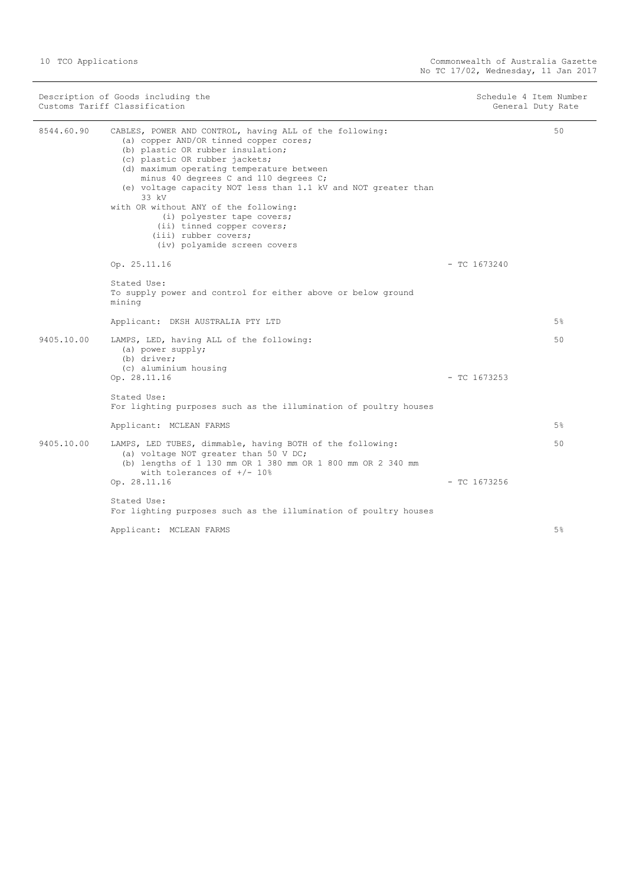| Description of Goods including the Customs Tariff Classification | | Schedule 4 Item Number | General Duty Rate |
|---|---|---|---|
| 8544.60.90 | CABLES, POWER AND CONTROL, having ALL of the following:<br>(a) copper AND/OR tinned copper cores;<br>(b) plastic OR rubber insulation;<br>(c) plastic OR rubber jackets;<br>(d) maximum operating temperature between minus 40 degrees C and 110 degrees C;<br>(e) voltage capacity NOT less than 1.1 kV and NOT greater than 33 kV<br>with OR without ANY of the following:<br>(i) polyester tape covers;<br>(ii) tinned copper covers;<br>(iii) rubber covers;<br>(iv) polyamide screen covers | | 50 |
| | Op. 25.11.16 | - TC 1673240 | |
| | Stated Use:<br>To supply power and control for either above or below ground mining | | |
| | Applicant: DKSH AUSTRALIA PTY LTD | | 5% |
| 9405.10.00 | LAMPS, LED, having ALL of the following:<br>(a) power supply;<br>(b) driver;<br>(c) aluminium housing | | 50 |
| | Op. 28.11.16 | - TC 1673253 | |
| | Stated Use:<br>For lighting purposes such as the illumination of poultry houses | | |
| | Applicant: MCLEAN FARMS | | 5% |
| 9405.10.00 | LAMPS, LED TUBES, dimmable, having BOTH of the following:<br>(a) voltage NOT greater than 50 V DC;<br>(b) lengths of 1 130 mm OR 1 380 mm OR 1 800 mm OR 2 340 mm with tolerances of +/- 10% | | 50 |
| | Op. 28.11.16 | - TC 1673256 | |
| | Stated Use:<br>For lighting purposes such as the illumination of poultry houses | | |
| | Applicant: MCLEAN FARMS | | 5% |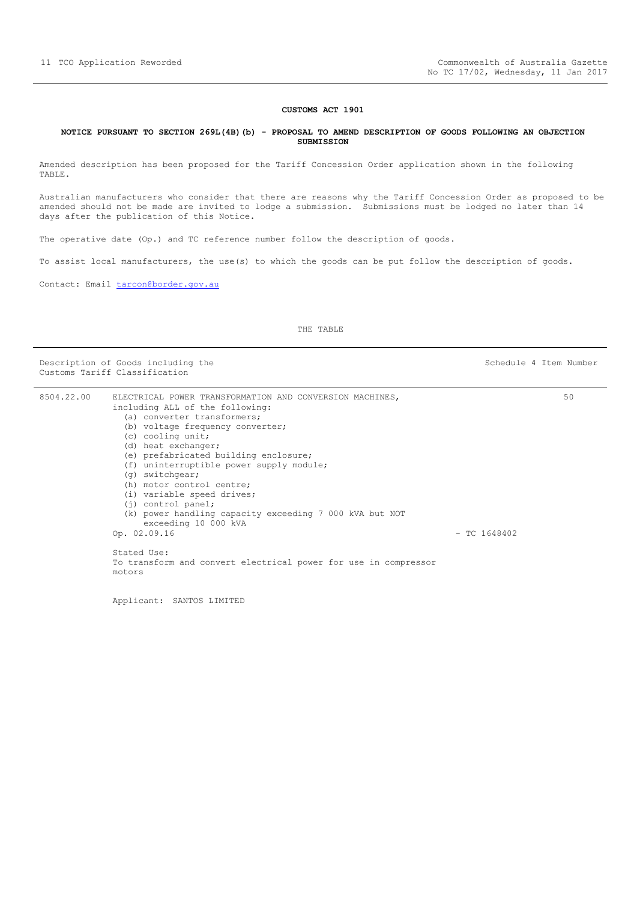**CUSTOMS ACT 1901**

**NOTICE PURSUANT TO SECTION 269L(4B)(b) - PROPOSAL TO AMEND DESCRIPTION OF GOODS FOLLOWING AN OBJECTION SUBMISSION**

Amended description has been proposed for the Tariff Concession Order application shown in the following TABLE.

Australian manufacturers who consider that there are reasons why the Tariff Concession Order as proposed to be amended should not be made are invited to lodge a submission. Submissions must be lodged no later than 14 days after the publication of this Notice.

The operative date (Op.) and TC reference number follow the description of goods.

To assist local manufacturers, the use(s) to which the goods can be put follow the description of goods.

Contact: Email tarcon@border.gov.au

THE TABLE

| Description of Goods including the Customs Tariff Classification | | | Schedule 4 Item Number |
|---|---|---|---|
| 8504.22.00 | ELECTRICAL POWER TRANSFORMATION AND CONVERSION MACHINES, including ALL of the following:<br>(a) converter transformers;<br>(b) voltage frequency converter;<br>(c) cooling unit;<br>(d) heat exchanger;<br>(e) prefabricated building enclosure;<br>(f) uninterruptible power supply module;<br>(g) switchgear;<br>(h) motor control centre;<br>(i) variable speed drives;<br>(j) control panel;<br>(k) power handling capacity exceeding 7 000 kVA but NOT exceeding 10 000 kVA<br>Op. 02.09.16<br><br>Stated Use:<br>To transform and convert electrical power for use in compressor motors<br><br>Applicant: SANTOS LIMITED | - TC 1648402 | 50 |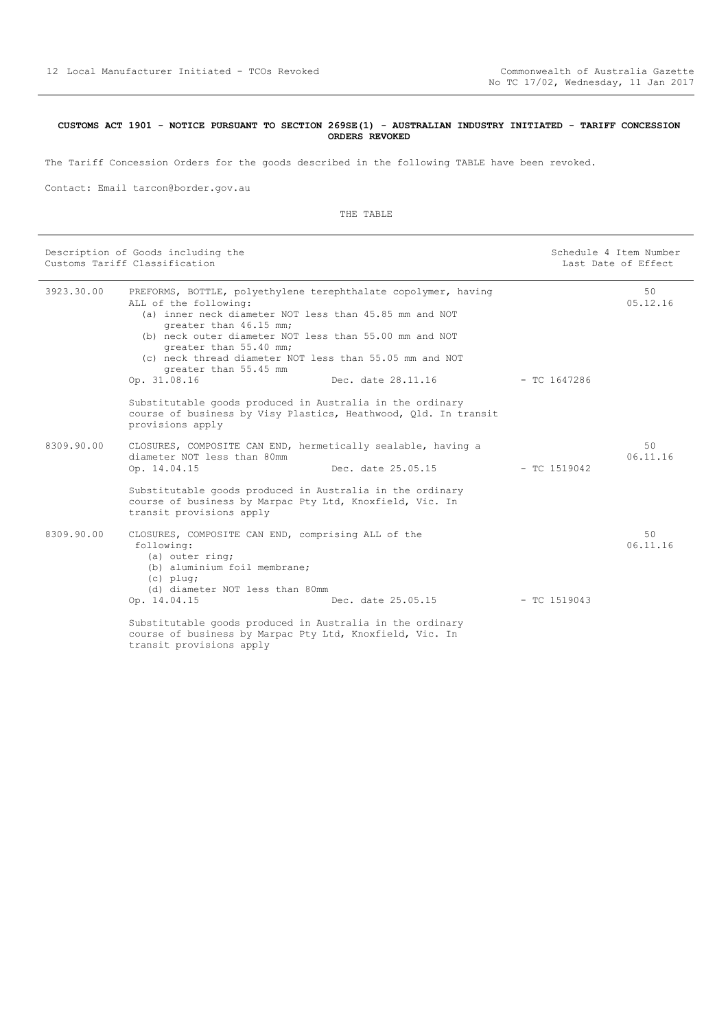**CUSTOMS ACT 1901 - NOTICE PURSUANT TO SECTION 269SE(1) - AUSTRALIAN INDUSTRY INITIATED - TARIFF CONCESSION ORDERS REVOKED**

The Tariff Concession Orders for the goods described in the following TABLE have been revoked.

Contact: Email tarcon@border.gov.au

THE TABLE

| Description of Goods including the Customs Tariff Classification | | | Schedule 4 Item Number Last Date of Effect |
|---|---|---|---|
| 3923.30.00 | PREFORMS, BOTTLE, polyethylene terephthalate copolymer, having ALL of the following:<br>(a) inner neck diameter NOT less than 45.85 mm and NOT greater than 46.15 mm;<br>(b) neck outer diameter NOT less than 55.00 mm and NOT greater than 55.40 mm;<br>(c) neck thread diameter NOT less than 55.05 mm and NOT greater than 55.45 mm<br>Op. 31.08.16 Dec. date 28.11.16<br><br>Substitutable goods produced in Australia in the ordinary course of business by Visy Plastics, Heathwood, Qld. In transit provisions apply | - TC 1647286 | 50<br>05.12.16 |
| 8309.90.00 | CLOSURES, COMPOSITE CAN END, hermetically sealable, having a diameter NOT less than 80mm<br>Op. 14.04.15 Dec. date 25.05.15<br><br>Substitutable goods produced in Australia in the ordinary course of business by Marpac Pty Ltd, Knoxfield, Vic. In transit provisions apply | - TC 1519042 | 50<br>06.11.16 |
| 8309.90.00 | CLOSURES, COMPOSITE CAN END, comprising ALL of the following:<br>(a) outer ring;<br>(b) aluminium foil membrane;<br>(c) plug;<br>(d) diameter NOT less than 80mm<br>Op. 14.04.15 Dec. date 25.05.15<br><br>Substitutable goods produced in Australia in the ordinary course of business by Marpac Pty Ltd, Knoxfield, Vic. In transit provisions apply | - TC 1519043 | 50<br>06.11.16 |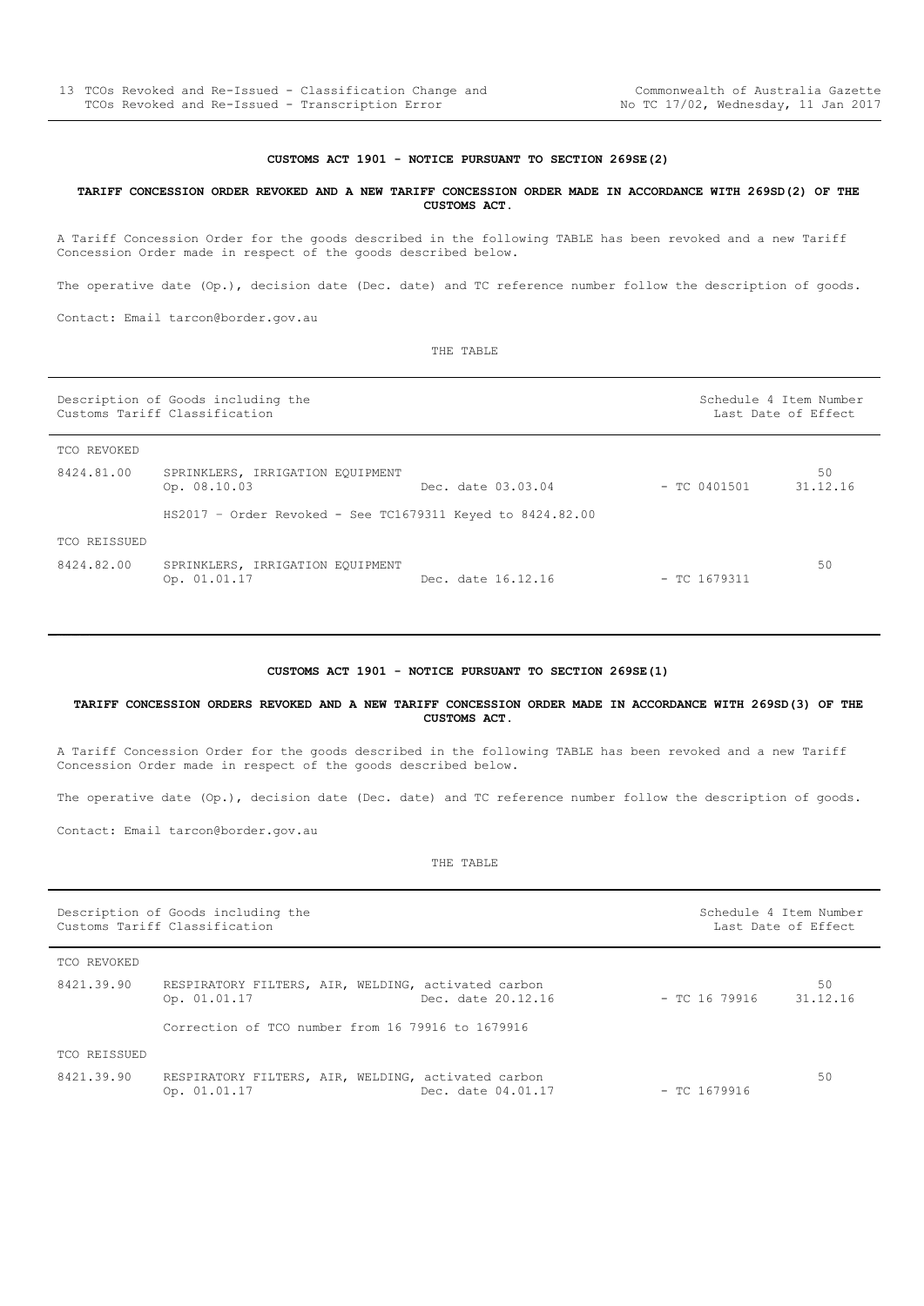**CUSTOMS ACT 1901 - NOTICE PURSUANT TO SECTION 269SE(2)**

**TARIFF CONCESSION ORDER REVOKED AND A NEW TARIFF CONCESSION ORDER MADE IN ACCORDANCE WITH 269SD(2) OF THE CUSTOMS ACT.**

A Tariff Concession Order for the goods described in the following TABLE has been revoked and a new Tariff Concession Order made in respect of the goods described below.

The operative date (Op.), decision date (Dec. date) and TC reference number follow the description of goods.

Contact: Email tarcon@border.gov.au

THE TABLE

| Description of Goods including the Customs Tariff Classification | | | | Schedule 4 Item Number Last Date of Effect |
|---|---|---|---|---|
| TCO REVOKED | | | | |
| 8424.81.00 | SPRINKLERS, IRRIGATION EQUIPMENT Op. 08.10.03 | Dec. date 03.03.04 | - TC 0401501 | 50 31.12.16 |
| | HS2017 – Order Revoked - See TC1679311 Keyed to 8424.82.00 | | | |
| TCO REISSUED | | | | |
| 8424.82.00 | SPRINKLERS, IRRIGATION EQUIPMENT Op. 01.01.17 | Dec. date 16.12.16 | - TC 1679311 | 50 |

**CUSTOMS ACT 1901 - NOTICE PURSUANT TO SECTION 269SE(1)**

**TARIFF CONCESSION ORDERS REVOKED AND A NEW TARIFF CONCESSION ORDER MADE IN ACCORDANCE WITH 269SD(3) OF THE CUSTOMS ACT.**

A Tariff Concession Order for the goods described in the following TABLE has been revoked and a new Tariff Concession Order made in respect of the goods described below.

The operative date (Op.), decision date (Dec. date) and TC reference number follow the description of goods.

Contact: Email tarcon@border.gov.au

THE TABLE

| Description of Goods including the Customs Tariff Classification | | | | Schedule 4 Item Number Last Date of Effect |
|---|---|---|---|---|
| TCO REVOKED | | | | |
| 8421.39.90 | RESPIRATORY FILTERS, AIR, WELDING, activated carbon Op. 01.01.17 | Dec. date 20.12.16 | - TC 16 79916 | 50 31.12.16 |
| | Correction of TCO number from 16 79916 to 1679916 | | | |
| TCO REISSUED | | | | |
| 8421.39.90 | RESPIRATORY FILTERS, AIR, WELDING, activated carbon Op. 01.01.17 | Dec. date 04.01.17 | - TC 1679916 | 50 |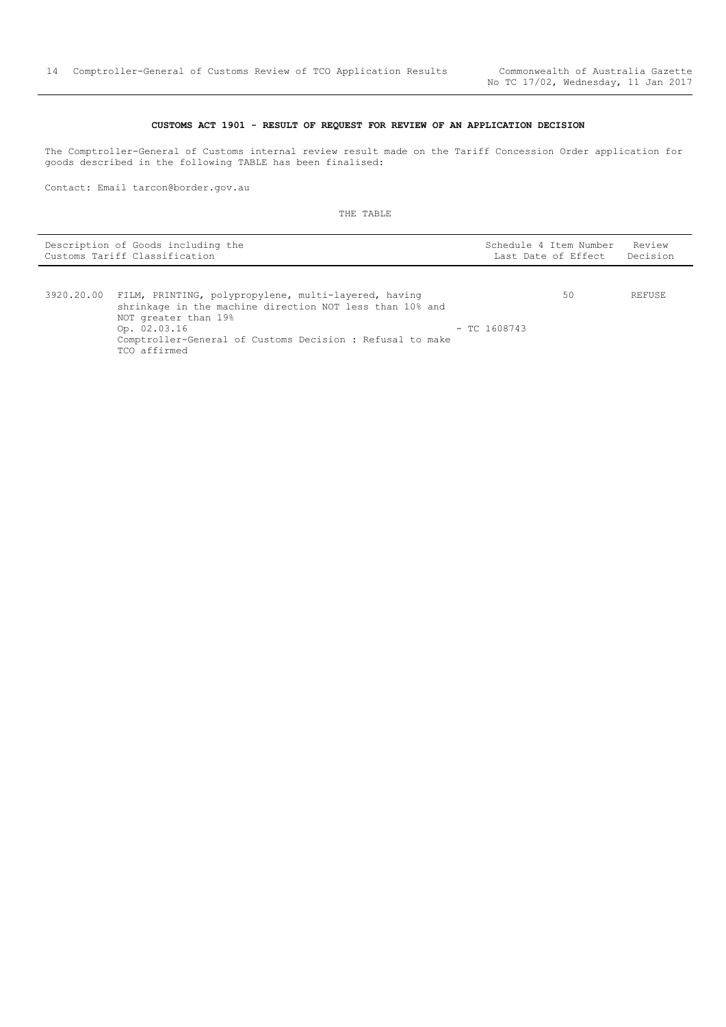**CUSTOMS ACT 1901 - RESULT OF REQUEST FOR REVIEW OF AN APPLICATION DECISION**

The Comptroller-General of Customs internal review result made on the Tariff Concession Order application for goods described in the following TABLE has been finalised:

Contact: Email tarcon@border.gov.au

THE TABLE

| Description of Goods including the Customs Tariff Classification | | Schedule 4 Item Number Last Date of Effect | Review Decision |
|---|---|---|---|
| 3920.20.00 | FILM, PRINTING, polypropylene, multi-layered, having shrinkage in the machine direction NOT less than 10% and NOT greater than 19% Op. 02.03.16 Comptroller-General of Customs Decision : Refusal to make TCO affirmed | 50 - TC 1608743 | REFUSE |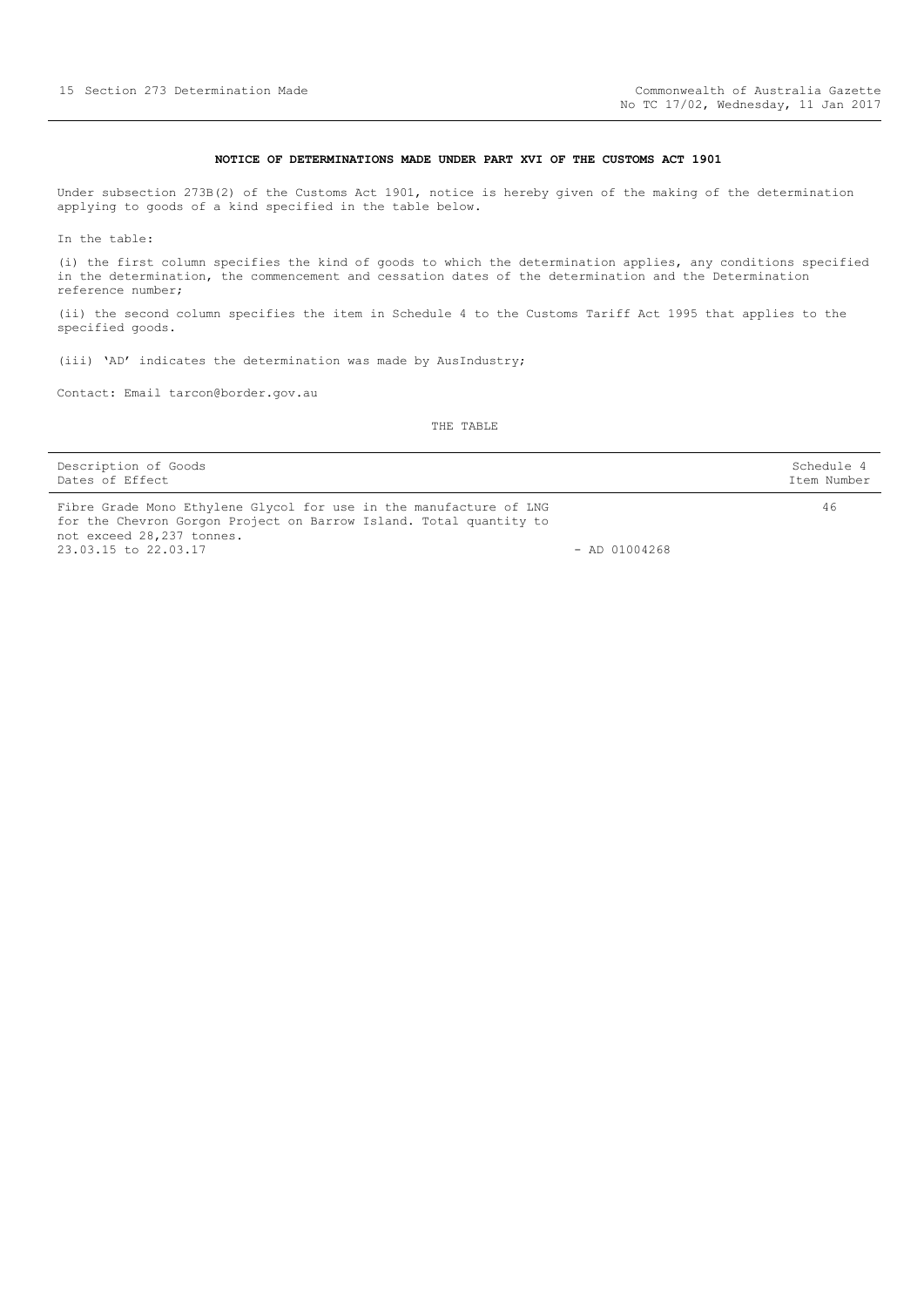**NOTICE OF DETERMINATIONS MADE UNDER PART XVI OF THE CUSTOMS ACT 1901**

Under subsection 273B(2) of the Customs Act 1901, notice is hereby given of the making of the determination applying to goods of a kind specified in the table below.

In the table:

(i) the first column specifies the kind of goods to which the determination applies, any conditions specified in the determination, the commencement and cessation dates of the determination and the Determination reference number;

(ii) the second column specifies the item in Schedule 4 to the Customs Tariff Act 1995 that applies to the specified goods.

(iii) 'AD' indicates the determination was made by AusIndustry;

Contact: Email tarcon@border.gov.au

THE TABLE

| Description of Goods<br>Dates of Effect | Schedule 4<br>Item Number |
|---|---|
| Fibre Grade Mono Ethylene Glycol for use in the manufacture of LNG for the Chevron Gorgon Project on Barrow Island. Total quantity to not exceed 28,237 tonnes.<br>23.03.15 to 22.03.17 - AD 01004268 | 46 |